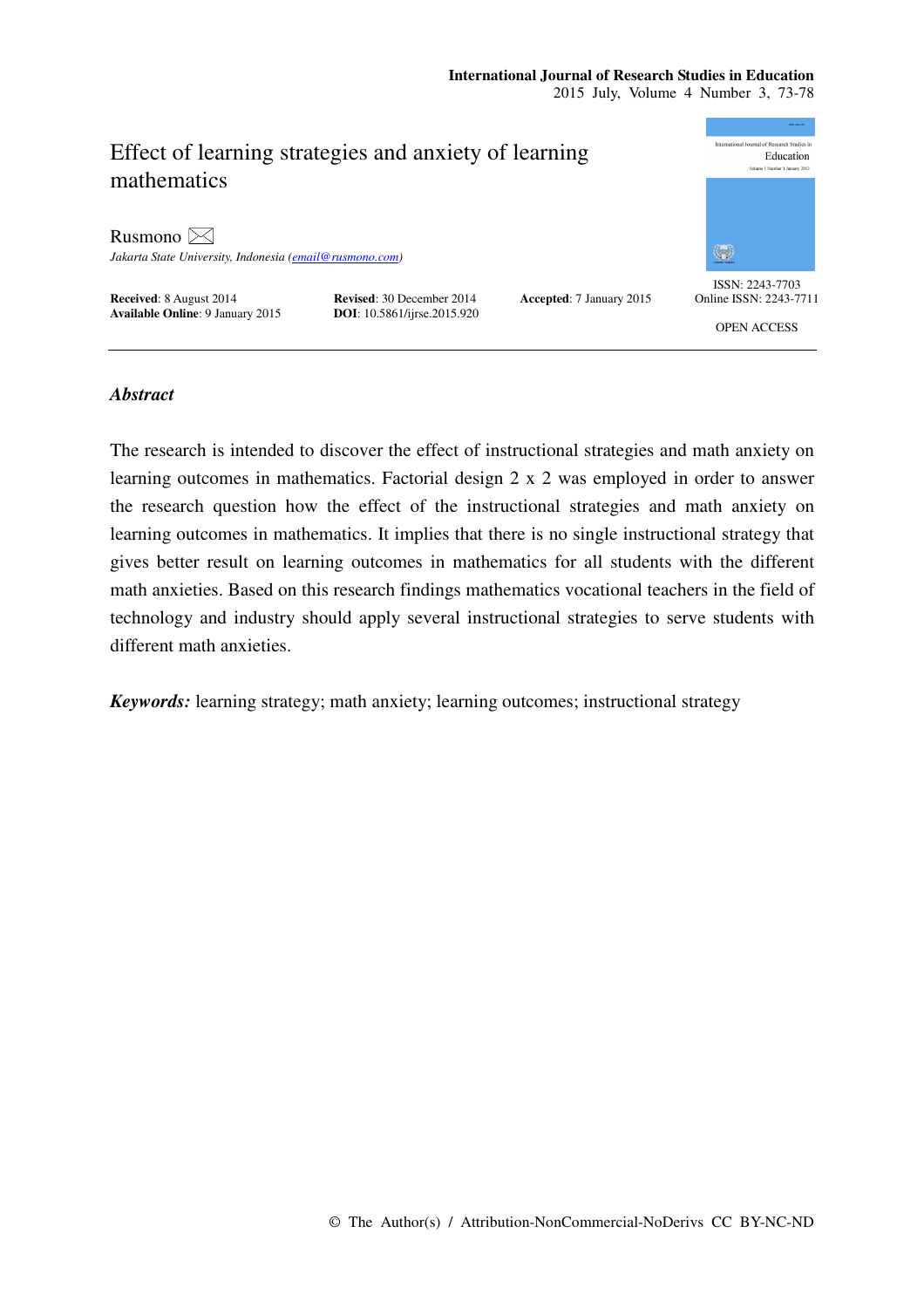# Effect of learning strategies and anxiety of learning mathematics

Rusmono

*Jakarta State University, Indonesia (email@rusmono.com)*

**Received**: 8 August 2014 **Revised**: 30 December 2014 **Accepted**: 7 January 2015
**Available Online**: 9 January 2015 **DOI**: 10.5861/ijrse.2015.920

ISSN: 2243-7703
Online ISSN: 2243-7711

OPEN ACCESS

## *Abstract*

The research is intended to discover the effect of instructional strategies and math anxiety on learning outcomes in mathematics. Factorial design 2 x 2 was employed in order to answer the research question how the effect of the instructional strategies and math anxiety on learning outcomes in mathematics. It implies that there is no single instructional strategy that gives better result on learning outcomes in mathematics for all students with the different math anxieties. Based on this research findings mathematics vocational teachers in the field of technology and industry should apply several instructional strategies to serve students with different math anxieties.

***Keywords:*** learning strategy; math anxiety; learning outcomes; instructional strategy

© The Author(s) / Attribution-NonCommercial-NoDerivs CC BY-NC-ND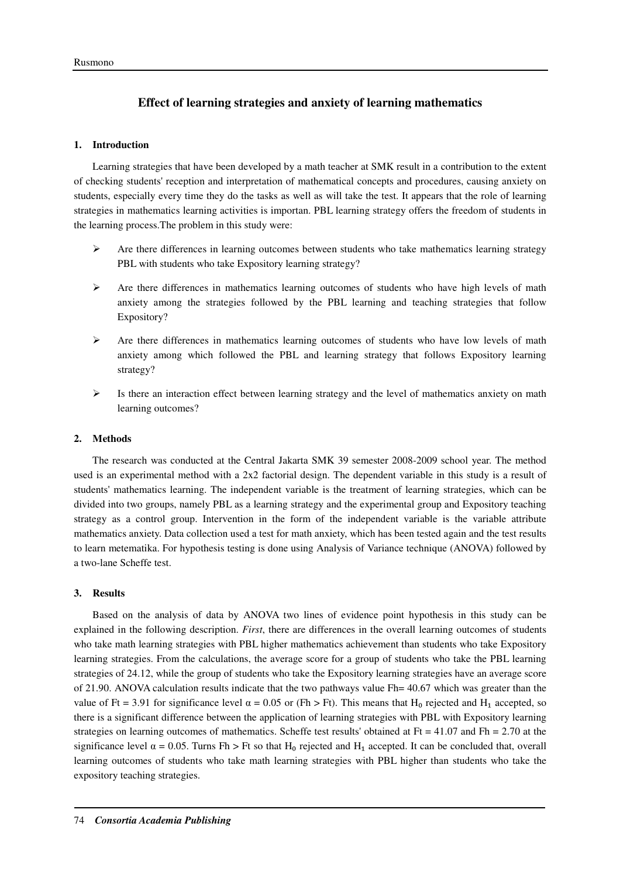## Effect of learning strategies and anxiety of learning mathematics

### 1. Introduction

Learning strategies that have been developed by a math teacher at SMK result in a contribution to the extent of checking students' reception and interpretation of mathematical concepts and procedures, causing anxiety on students, especially every time they do the tasks as well as will take the test. It appears that the role of learning strategies in mathematics learning activities is importan. PBL learning strategy offers the freedom of students in the learning process.The problem in this study were:

- Are there differences in learning outcomes between students who take mathematics learning strategy PBL with students who take Expository learning strategy?
- Are there differences in mathematics learning outcomes of students who have high levels of math anxiety among the strategies followed by the PBL learning and teaching strategies that follow Expository?
- Are there differences in mathematics learning outcomes of students who have low levels of math anxiety among which followed the PBL and learning strategy that follows Expository learning strategy?
- Is there an interaction effect between learning strategy and the level of mathematics anxiety on math learning outcomes?

### 2. Methods

The research was conducted at the Central Jakarta SMK 39 semester 2008-2009 school year. The method used is an experimental method with a 2x2 factorial design. The dependent variable in this study is a result of students' mathematics learning. The independent variable is the treatment of learning strategies, which can be divided into two groups, namely PBL as a learning strategy and the experimental group and Expository teaching strategy as a control group. Intervention in the form of the independent variable is the variable attribute mathematics anxiety. Data collection used a test for math anxiety, which has been tested again and the test results to learn metematika. For hypothesis testing is done using Analysis of Variance technique (ANOVA) followed by a two-lane Scheffe test.

### 3. Results

Based on the analysis of data by ANOVA two lines of evidence point hypothesis in this study can be explained in the following description. *First*, there are differences in the overall learning outcomes of students who take math learning strategies with PBL higher mathematics achievement than students who take Expository learning strategies. From the calculations, the average score for a group of students who take the PBL learning strategies of 24.12, while the group of students who take the Expository learning strategies have an average score of 21.90. ANOVA calculation results indicate that the two pathways value Fh= 40.67 which was greater than the value of Ft = 3.91 for significance level $\alpha = 0.05$ or (Fh > Ft). This means that $H_0$ rejected and $H_1$ accepted, so there is a significant difference between the application of learning strategies with PBL with Expository learning strategies on learning outcomes of mathematics. Scheffe test results' obtained at Ft = 41.07 and Fh = 2.70 at the significance level $\alpha = 0.05$. Turns Fh > Ft so that $H_0$ rejected and $H_1$ accepted. It can be concluded that, overall learning outcomes of students who take math learning strategies with PBL higher than students who take the expository teaching strategies.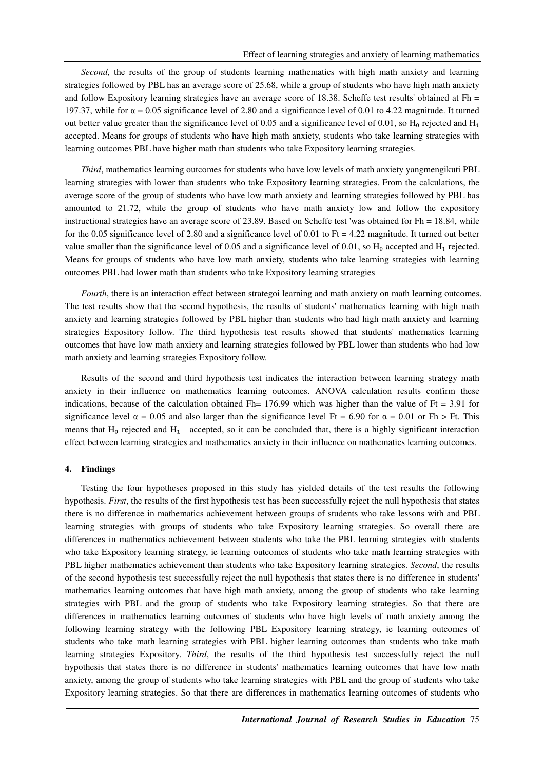*Second*, the results of the group of students learning mathematics with high math anxiety and learning strategies followed by PBL has an average score of 25.68, while a group of students who have high math anxiety and follow Expository learning strategies have an average score of 18.38. Scheffe test results' obtained at Fh = 197.37, while for $\alpha = 0.05$ significance level of 2.80 and a significance level of 0.01 to 4.22 magnitude. It turned out better value greater than the significance level of 0.05 and a significance level of 0.01, so $H_0$ rejected and $H_1$ accepted. Means for groups of students who have high math anxiety, students who take learning strategies with learning outcomes PBL have higher math than students who take Expository learning strategies.

*Third*, mathematics learning outcomes for students who have low levels of math anxiety yangmengikuti PBL learning strategies with lower than students who take Expository learning strategies. From the calculations, the average score of the group of students who have low math anxiety and learning strategies followed by PBL has amounted to 21.72, while the group of students who have math anxiety low and follow the expository instructional strategies have an average score of 23.89. Based on Scheffe test 'was obtained for Fh = 18.84, while for the 0.05 significance of 2.80 and a significance level of 0.01 to Ft = 4.22 magnitude. It turned out better value smaller than the significance level of 0.05 and a significance level of 0.01, so $H_0$ accepted and $H_1$ rejected. Means for groups of students who have low math anxiety, students who take learning strategies with learning outcomes PBL had lower math than students who take Expository learning strategies

*Fourth*, there is an interaction effect between strategoi learning and math anxiety on math learning outcomes. The test results show that the second hypothesis, the results of students' mathematics learning with high math anxiety and learning strategies followed by PBL higher than students who had high math anxiety and learning strategies Expository follow. The third hypothesis test results showed that students' mathematics learning outcomes that have low math anxiety and learning strategies followed by PBL lower than students who had low math anxiety and learning strategies Expository follow.

Results of the second and third hypothesis test indicates the interaction between learning strategy math anxiety in their influence on mathematics learning outcomes. ANOVA calculation results confirm these indications, because of the calculation obtained Fh= 176.99 which was higher than the value of Ft = 3.91 for significance level $\alpha = 0.05$ and also larger than the significance level Ft = 6.90 for $\alpha = 0.01$ or Fh > Ft. This means that $H_0$ rejected and $H_1$ accepted, so it can be concluded that, there is a highly significant interaction effect between learning strategies and mathematics anxiety in their influence on mathematics learning outcomes.

## 4. Findings

Testing the four hypotheses proposed in this study has yielded details of the test results the following hypothesis. *First*, the results of the first hypothesis test has been successfully reject the null hypothesis that states there is no difference in mathematics achievement between groups of students who take lessons with and PBL learning strategies with groups of students who take Expository learning strategies. So overall there are differences in mathematics achievement between students who take the PBL learning strategies with students who take Expository learning strategy, ie learning outcomes of students who take math learning strategies with PBL higher mathematics achievement than students who take Expository learning strategies. *Second*, the results of the second hypothesis test successfully reject the null hypothesis that states there is no difference in students' mathematics learning outcomes that have high math anxiety, among the group of students who take learning strategies with PBL and the group of students who take Expository learning strategies. So that there are differences in mathematics learning outcomes of students who have high levels of math anxiety among the following learning strategy with the following PBL Expository learning strategy, ie learning outcomes of students who take math learning strategies with PBL higher learning outcomes than students who take math learning strategies Expository. *Third*, the results of the third hypothesis test successfully reject the null hypothesis that states there is no difference in students' mathematics learning outcomes that have low math anxiety, among the group of students who take learning strategies with PBL and the group of students who take Expository learning strategies. So that there are differences in mathematics learning outcomes of students who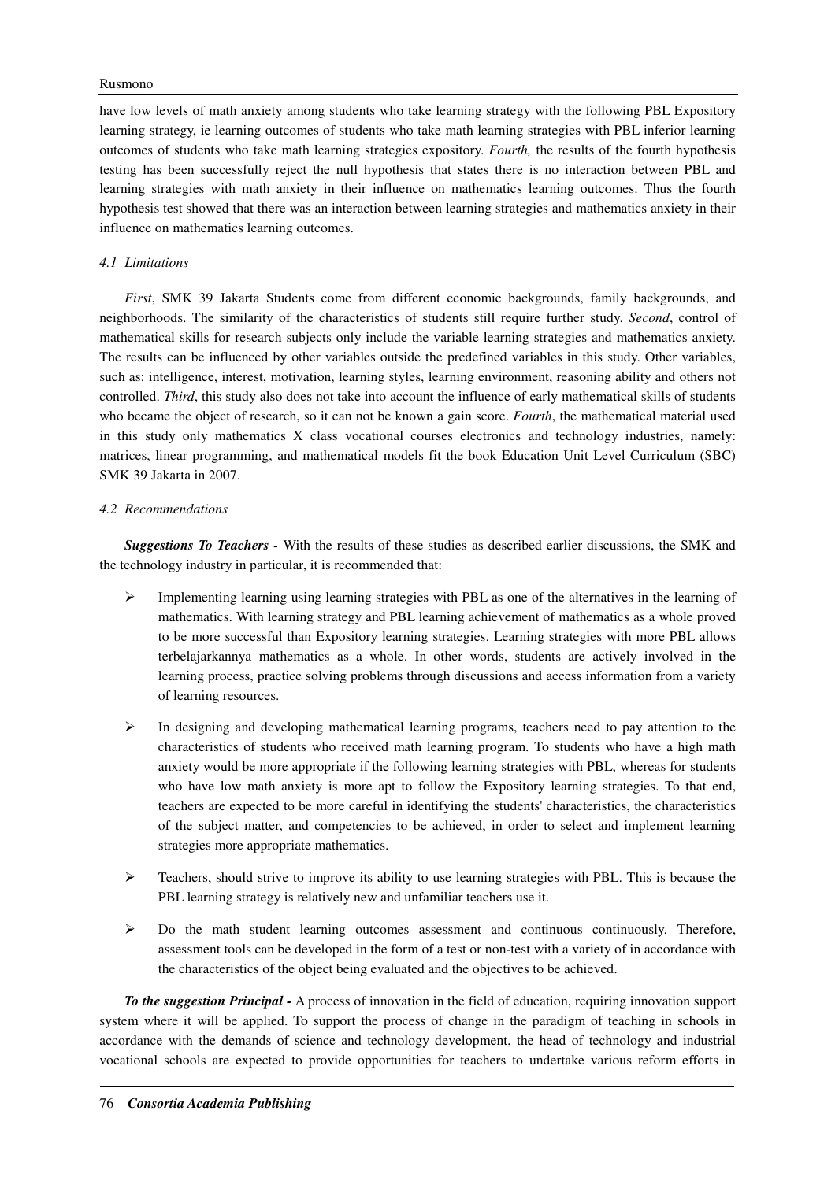have low levels of math anxiety among students who take learning strategy with the following PBL Expository learning strategy, ie learning outcomes of students who take math learning strategies with PBL inferior learning outcomes of students who take math learning strategies expository. *Fourth,* the results of the fourth hypothesis testing has been successfully reject the null hypothesis that states there is no interaction between PBL and learning strategies with math anxiety in their influence on mathematics learning outcomes. Thus the fourth hypothesis test showed that there was an interaction between learning strategies and mathematics anxiety in their influence on mathematics learning outcomes.

### *4.1 Limitations*

*First*, SMK 39 Jakarta Students come from different economic backgrounds, family backgrounds, and neighborhoods. The similarity of the characteristics of students still require further study. *Second*, control of mathematical skills for research subjects only include the variable learning strategies and mathematics anxiety. The results can be influenced by other variables outside the predefined variables in this study. Other variables, such as: intelligence, interest, motivation, learning styles, learning environment, reasoning ability and others not controlled. *Third*, this study also does not take into account the influence of early mathematical skills of students who became the object of research, so it can not be known a gain score. *Fourth*, the mathematical material used in this study only mathematics X class vocational courses electronics and technology industries, namely: matrices, linear programming, and mathematical models fit the book Education Unit Level Curriculum (SBC) SMK 39 Jakarta in 2007.

### *4.2 Recommendations*

***Suggestions To Teachers -*** With the results of these studies as described earlier discussions, the SMK and the technology industry in particular, it is recommended that:

- Implementing learning using learning strategies with PBL as one of the alternatives in the learning of mathematics. With learning strategy and PBL learning achievement of mathematics as a whole proved to be more successful than Expository learning strategies. Learning strategies with more PBL allows terbelajarkannya mathematics as a whole. In other words, students are actively involved in the learning process, practice solving problems through discussions and access information from a variety of learning resources.
- In designing and developing mathematical learning programs, teachers need to pay attention to the characteristics of students who received math learning program. To students who have a high math anxiety would be more appropriate if the following learning strategies with PBL, whereas for students who have low math anxiety is more apt to follow the Expository learning strategies. To that end, teachers are expected to be more careful in identifying the students' characteristics, the characteristics of the subject matter, and competencies to be achieved, in order to select and implement learning strategies more appropriate mathematics.
- Teachers, should strive to improve its ability to use learning strategies with PBL. This is because the PBL learning strategy is relatively new and unfamiliar teachers use it.
- Do the math student learning outcomes assessment and continuous continuously. Therefore, assessment tools can be developed in the form of a test or non-test with a variety of in accordance with the characteristics of the object being evaluated and the objectives to be achieved.

***To the suggestion Principal -*** A process of innovation in the field of education, requiring innovation support system where it will be applied. To support the process of change in the paradigm of teaching in schools in accordance with the demands of science and technology development, the head of technology and industrial vocational schools are expected to provide opportunities for teachers to undertake various reform efforts in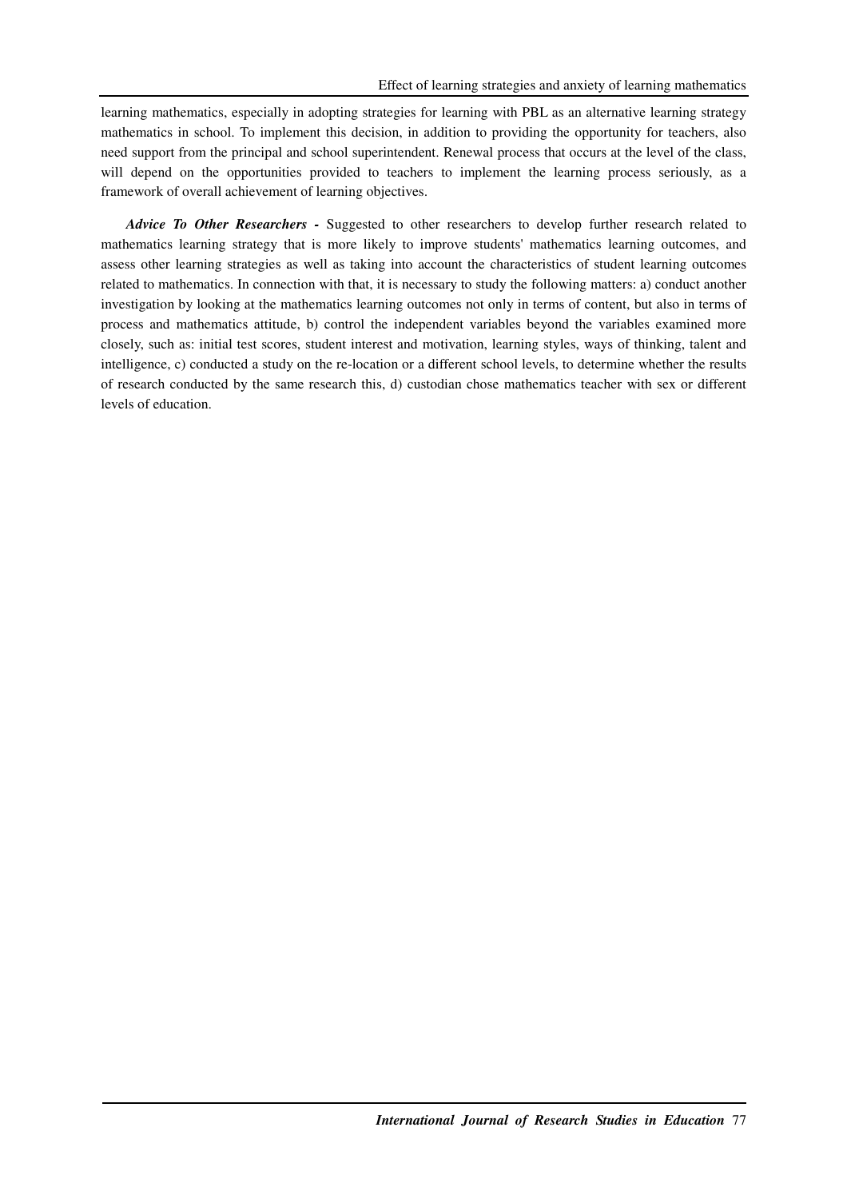learning mathematics, especially in adopting strategies for learning with PBL as an alternative learning strategy mathematics in school. To implement this decision, in addition to providing the opportunity for teachers, also need support from the principal and school superintendent. Renewal process that occurs at the level of the class, will depend on the opportunities provided to teachers to implement the learning process seriously, as a framework of overall achievement of learning objectives.

***Advice To Other Researchers -*** Suggested to other researchers to develop further research related to mathematics learning strategy that is more likely to improve students' mathematics learning outcomes, and assess other learning strategies as well as taking into account the characteristics of student learning outcomes related to mathematics. In connection with that, it is necessary to study the following matters: a) conduct another investigation by looking at the mathematics learning outcomes not only in terms of content, but also in terms of process and mathematics attitude, b) control the independent variables beyond the variables examined more closely, such as: initial test scores, student interest and motivation, learning styles, ways of thinking, talent and intelligence, c) conducted a study on the re-location or a different school levels, to determine whether the results of research conducted by the same research this, d) custodian chose mathematics teacher with sex or different levels of education.